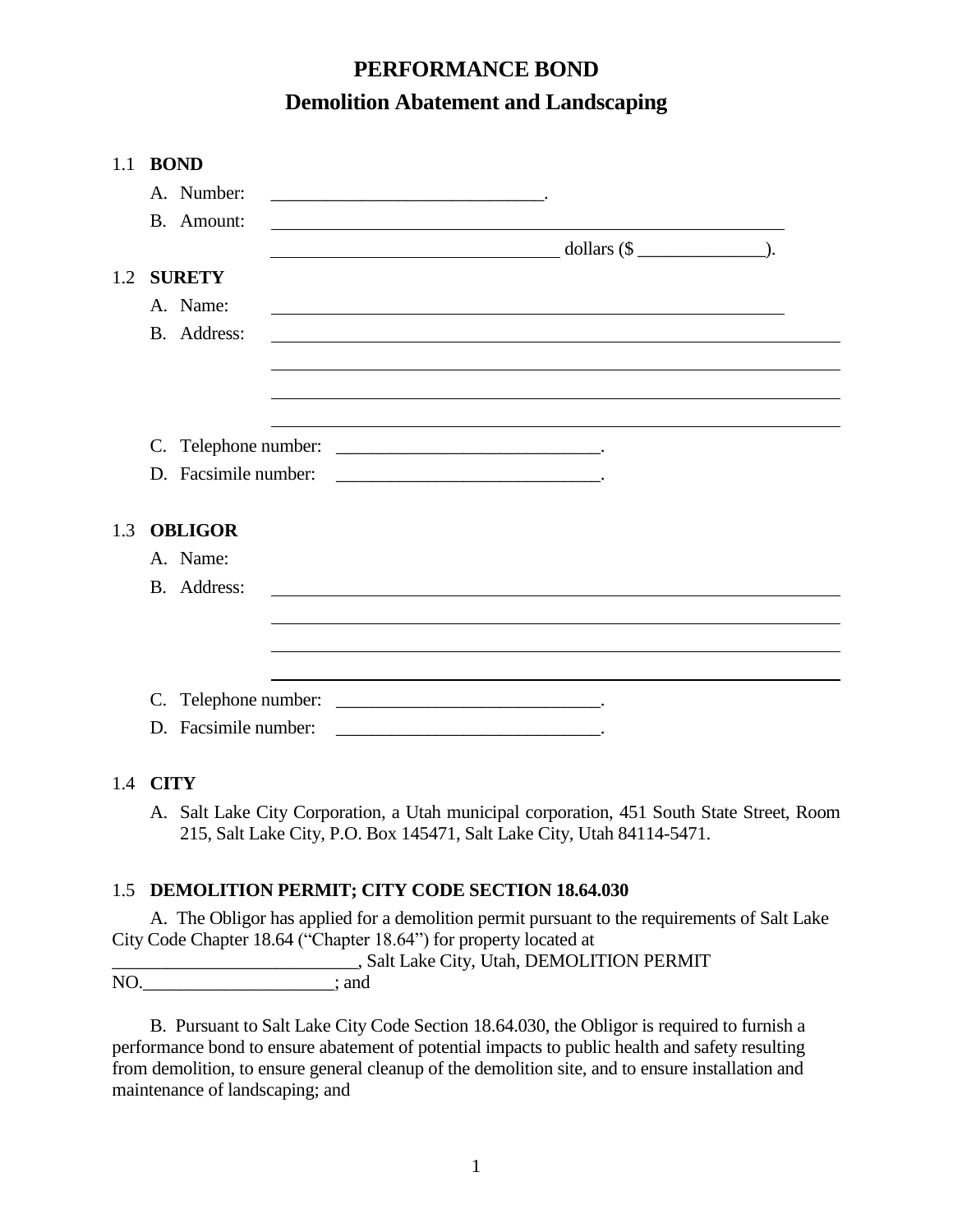# PERFORMANCE BOND

## Demolition Abatement and Landscaping

1.1 **BOND**

A. Number: ______________________________.

B. Amount: ____________________________________________________________

______________________________ dollars ($ ______________).

1.2 **SURETY**

A. Name: ____________________________________________________________

B. Address: ____________________________________________________________

____________________________________________________________

____________________________________________________________

____________________________________________________________

C. Telephone number: ______________________________.

D. Facsimile number: ______________________________.

1.3 **OBLIGOR**

A. Name:

B. Address: ____________________________________________________________

____________________________________________________________

____________________________________________________________

____________________________________________________________

C. Telephone number: ______________________________.

D. Facsimile number: ______________________________.

1.4 **CITY**

A. Salt Lake City Corporation, a Utah municipal corporation, 451 South State Street, Room 215, Salt Lake City, P.O. Box 145471, Salt Lake City, Utah 84114-5471.

1.5 **DEMOLITION PERMIT; CITY CODE SECTION 18.64.030**

A. The Obligor has applied for a demolition permit pursuant to the requirements of Salt Lake City Code Chapter 18.64 ("Chapter 18.64") for property located at ___________________________, Salt Lake City, Utah, DEMOLITION PERMIT NO.______________________; and

B. Pursuant to Salt Lake City Code Section 18.64.030, the Obligor is required to furnish a performance bond to ensure abatement of potential impacts to public health and safety resulting from demolition, to ensure general cleanup of the demolition site, and to ensure installation and maintenance of landscaping; and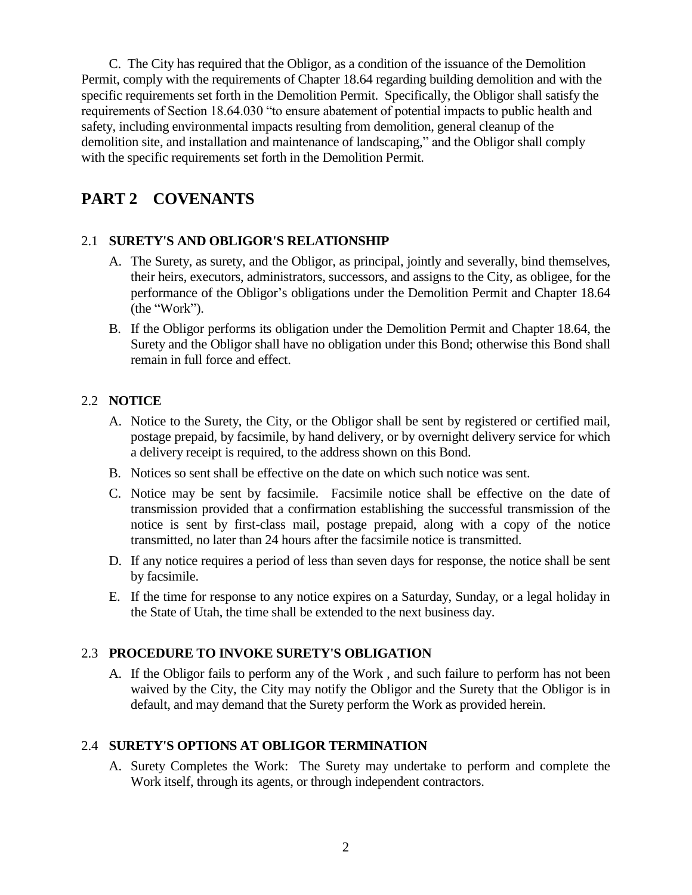C. The City has required that the Obligor, as a condition of the issuance of the Demolition Permit, comply with the requirements of Chapter 18.64 regarding building demolition and with the specific requirements set forth in the Demolition Permit. Specifically, the Obligor shall satisfy the requirements of Section 18.64.030 "to ensure abatement of potential impacts to public health and safety, including environmental impacts resulting from demolition, general cleanup of the demolition site, and installation and maintenance of landscaping," and the Obligor shall comply with the specific requirements set forth in the Demolition Permit.

# PART 2 COVENANTS

## 2.1 SURETY'S AND OBLIGOR'S RELATIONSHIP

A. The Surety, as surety, and the Obligor, as principal, jointly and severally, bind themselves, their heirs, executors, administrators, successors, and assigns to the City, as obligee, for the performance of the Obligor's obligations under the Demolition Permit and Chapter 18.64 (the "Work").

B. If the Obligor performs its obligation under the Demolition Permit and Chapter 18.64, the Surety and the Obligor shall have no obligation under this Bond; otherwise this Bond shall remain in full force and effect.

## 2.2 NOTICE

A. Notice to the Surety, the City, or the Obligor shall be sent by registered or certified mail, postage prepaid, by facsimile, by hand delivery, or by overnight delivery service for which a delivery receipt is required, to the address shown on this Bond.

B. Notices so sent shall be effective on the date on which such notice was sent.

C. Notice may be sent by facsimile. Facsimile notice shall be effective on the date of transmission provided that a confirmation establishing the successful transmission of the notice is sent by first-class mail, postage prepaid, along with a copy of the notice transmitted, no later than 24 hours after the facsimile notice is transmitted.

D. If any notice requires a period of less than seven days for response, the notice shall be sent by facsimile.

E. If the time for response to any notice expires on a Saturday, Sunday, or a legal holiday in the State of Utah, the time shall be extended to the next business day.

## 2.3 PROCEDURE TO INVOKE SURETY'S OBLIGATION

A. If the Obligor fails to perform any of the Work , and such failure to perform has not been waived by the City, the City may notify the Obligor and the Surety that the Obligor is in default, and may demand that the Surety perform the Work as provided herein.

## 2.4 SURETY'S OPTIONS AT OBLIGOR TERMINATION

A. Surety Completes the Work: The Surety may undertake to perform and complete the Work itself, through its agents, or through independent contractors.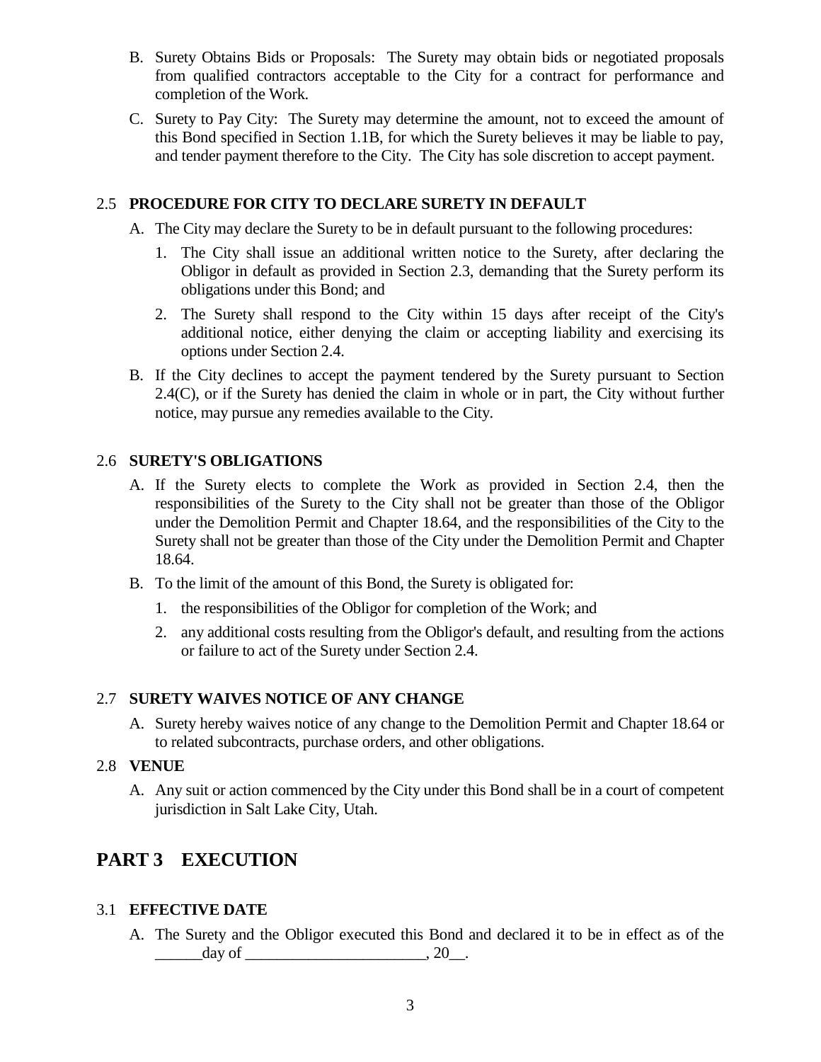B. Surety Obtains Bids or Proposals: The Surety may obtain bids or negotiated proposals from qualified contractors acceptable to the City for a contract for performance and completion of the Work.

C. Surety to Pay City: The Surety may determine the amount, not to exceed the amount of this Bond specified in Section 1.1B, for which the Surety believes it may be liable to pay, and tender payment therefore to the City. The City has sole discretion to accept payment.

### 2.5 PROCEDURE FOR CITY TO DECLARE SURETY IN DEFAULT

A. The City may declare the Surety to be in default pursuant to the following procedures:

1. The City shall issue an additional written notice to the Surety, after declaring the Obligor in default as provided in Section 2.3, demanding that the Surety perform its obligations under this Bond; and
2. The Surety shall respond to the City within 15 days after receipt of the City's additional notice, either denying the claim or accepting liability and exercising its options under Section 2.4.

B. If the City declines to accept the payment tendered by the Surety pursuant to Section 2.4(C), or if the Surety has denied the claim in whole or in part, the City without further notice, may pursue any remedies available to the City.

### 2.6 SURETY'S OBLIGATIONS

A. If the Surety elects to complete the Work as provided in Section 2.4, then the responsibilities of the Surety to the City shall not be greater than those of the Obligor under the Demolition Permit and Chapter 18.64, and the responsibilities of the City to the Surety shall not be greater than those of the City under the Demolition Permit and Chapter 18.64.

B. To the limit of the amount of this Bond, the Surety is obligated for:

1. the responsibilities of the Obligor for completion of the Work; and
2. any additional costs resulting from the Obligor's default, and resulting from the actions or failure to act of the Surety under Section 2.4.

### 2.7 SURETY WAIVES NOTICE OF ANY CHANGE

A. Surety hereby waives notice of any change to the Demolition Permit and Chapter 18.64 or to related subcontracts, purchase orders, and other obligations.

### 2.8 VENUE

A. Any suit or action commenced by the City under this Bond shall be in a court of competent jurisdiction in Salt Lake City, Utah.

## PART 3 EXECUTION

### 3.1 EFFECTIVE DATE

A. The Surety and the Obligor executed this Bond and declared it to be in effect as of the ______day of _______________________, 20__.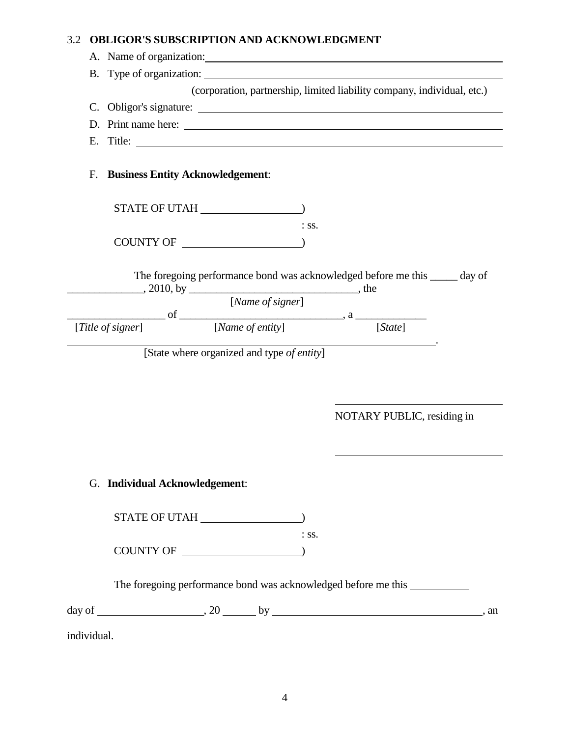## 3.2 OBLIGOR'S SUBSCRIPTION AND ACKNOWLEDGMENT

A. Name of organization: ______________________________

B. Type of organization: ______________________________
(corporation, partnership, limited liability company, individual, etc.)

C. Obligor's signature: ______________________________

D. Print name here: ______________________________

E. Title: ______________________________

F. **Business Entity Acknowledgement**:

STATE OF UTAH __________________)
: ss.
COUNTY OF ____________________)

The foregoing performance bond was acknowledged before me this _____ day of ______________, 2010, by _______________________________, the
[*Name of signer*]
_________________ of ____________________________, a _____________
[*Title of signer*] [*Name of entity*] [*State*]
_____________________________________________________________.
[State where organized and type *of entity*]

______________________________
NOTARY PUBLIC, residing in

______________________________

G. **Individual Acknowledgement**:

STATE OF UTAH __________________)
: ss.
COUNTY OF ____________________)

The foregoing performance bond was acknowledged before me this __________

day of __________________, 20 ______ by ______________________________________, an

individual.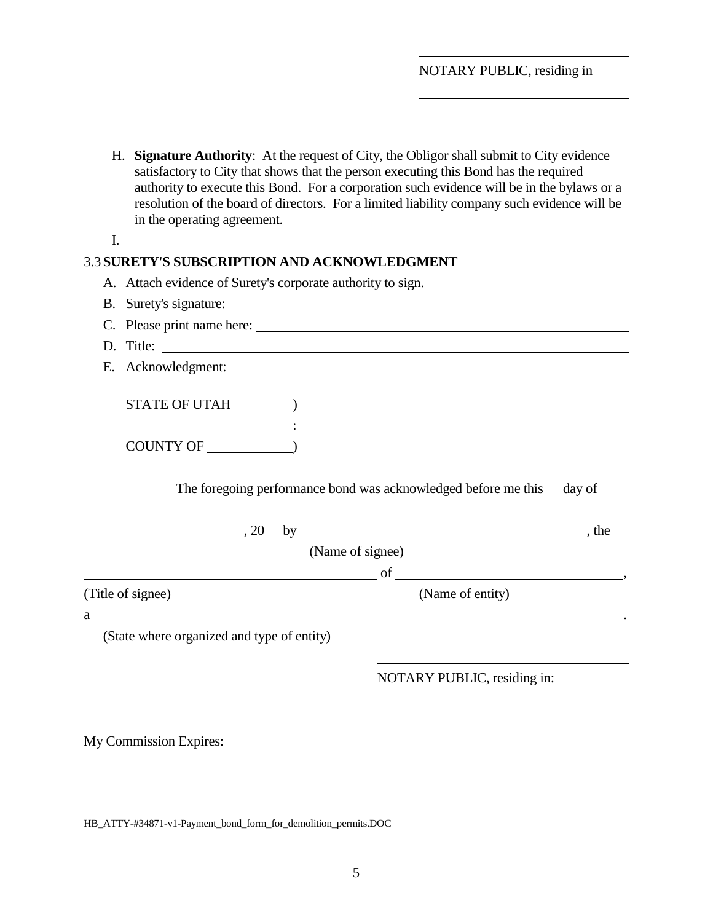\_\_\_\_\_\_\_\_\_\_\_\_\_\_\_\_\_\_\_\_\_\_\_\_\_\_\_\_\_\_

NOTARY PUBLIC, residing in

\_\_\_\_\_\_\_\_\_\_\_\_\_\_\_\_\_\_\_\_\_\_\_\_\_\_\_\_\_\_

H. **Signature Authority**: At the request of City, the Obligor shall submit to City evidence satisfactory to City that shows that the person executing this Bond has the required authority to execute this Bond. For a corporation such evidence will be in the bylaws or a resolution of the board of directors. For a limited liability company such evidence will be in the operating agreement.

I.

## 3.3 SURETY'S SUBSCRIPTION AND ACKNOWLEDGMENT

A. Attach evidence of Surety's corporate authority to sign.

B. Surety's signature: \_\_\_\_\_\_\_\_\_\_\_\_\_\_\_\_\_\_\_\_\_\_\_\_\_\_\_\_\_\_\_\_\_\_\_\_\_\_\_\_\_\_\_\_\_\_\_\_

C. Please print name here: \_\_\_\_\_\_\_\_\_\_\_\_\_\_\_\_\_\_\_\_\_\_\_\_\_\_\_\_\_\_\_\_\_\_\_\_\_\_\_\_\_\_\_\_

D. Title: \_\_\_\_\_\_\_\_\_\_\_\_\_\_\_\_\_\_\_\_\_\_\_\_\_\_\_\_\_\_\_\_\_\_\_\_\_\_\_\_\_\_\_\_\_\_\_\_\_\_\_\_\_\_\_\_\_\_

E. Acknowledgment:

STATE OF UTAH )
:
COUNTY OF \_\_\_\_\_\_\_\_\_\_\_\_)

The foregoing performance bond was acknowledged before me this \_\_ day of \_\_\_\_

\_\_\_\_\_\_\_\_\_\_\_\_\_\_\_\_\_\_\_\_\_\_, 20\_\_ by \_\_\_\_\_\_\_\_\_\_\_\_\_\_\_\_\_\_\_\_\_\_\_\_\_\_\_\_\_\_\_\_\_\_\_\_\_\_\_\_, the
(Name of signee)

\_\_\_\_\_\_\_\_\_\_\_\_\_\_\_\_\_\_\_\_\_\_\_\_\_\_\_\_\_\_\_\_\_\_\_\_\_\_\_\_\_\_ of \_\_\_\_\_\_\_\_\_\_\_\_\_\_\_\_\_\_\_\_\_\_\_\_\_\_\_\_\_\_\_\_,
(Title of signee) (Name of entity)

a \_\_\_\_\_\_\_\_\_\_\_\_\_\_\_\_\_\_\_\_\_\_\_\_\_\_\_\_\_\_\_\_\_\_\_\_\_\_\_\_\_\_\_\_\_\_\_\_\_\_\_\_\_\_\_\_\_\_\_\_\_\_\_\_\_\_\_\_\_\_\_\_\_\_.
(State where organized and type of entity)

\_\_\_\_\_\_\_\_\_\_\_\_\_\_\_\_\_\_\_\_\_\_\_\_\_\_\_\_\_\_\_\_\_\_\_\_\_

NOTARY PUBLIC, residing in:

\_\_\_\_\_\_\_\_\_\_\_\_\_\_\_\_\_\_\_\_\_\_\_\_\_\_\_\_\_\_\_\_\_\_\_\_\_

My Commission Expires:

\_\_\_\_\_\_\_\_\_\_\_\_\_\_\_\_\_\_\_\_\_\_\_\_

HB_ATTY-#34871-v1-Payment_bond_form_for_demolition_permits.DOC